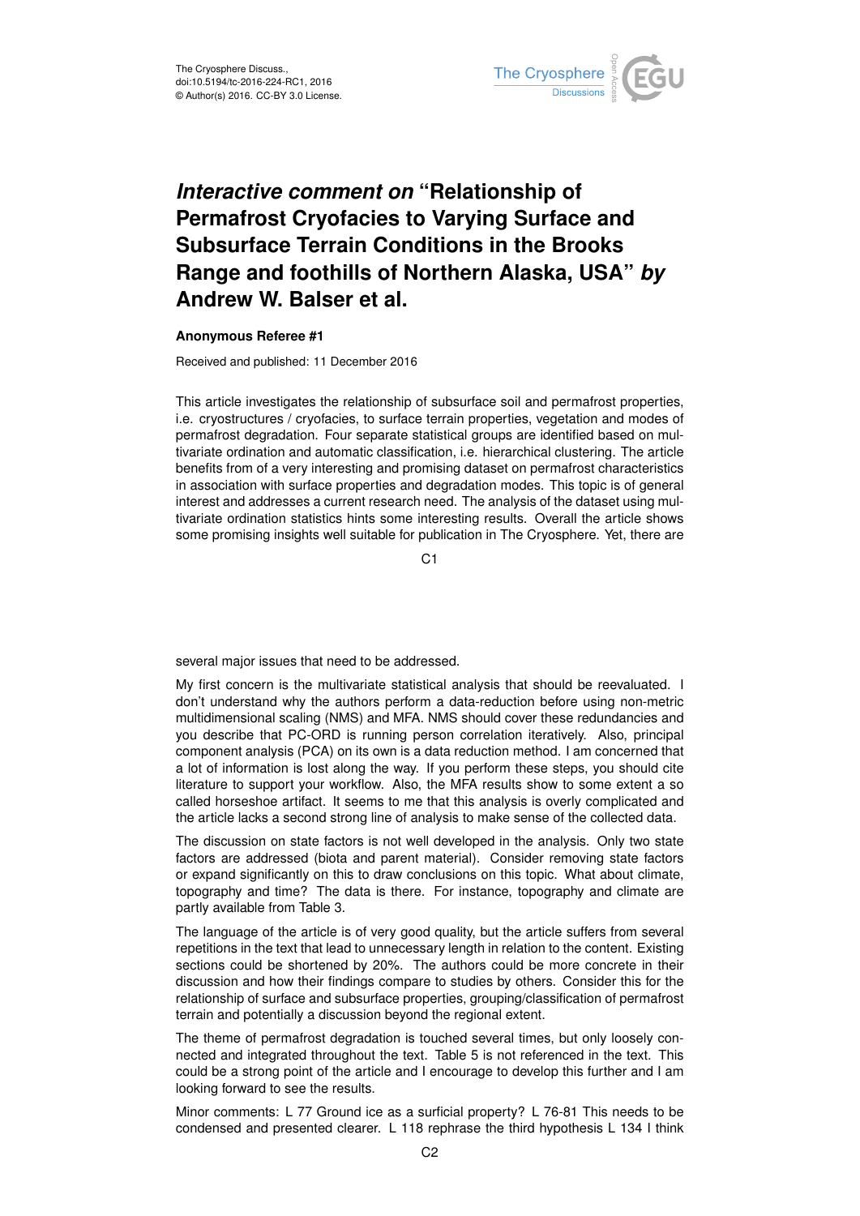# *Interactive comment on* "Relationship of Permafrost Cryofacies to Varying Surface and Subsurface Terrain Conditions in the Brooks Range and foothills of Northern Alaska, USA" *by* Andrew W. Balser et al.

**Anonymous Referee #1**

Received and published: 11 December 2016

This article investigates the relationship of subsurface soil and permafrost properties, i.e. cryostructures / cryofacies, to surface terrain properties, vegetation and modes of permafrost degradation. Four separate statistical groups are identified based on multivariate ordination and automatic classification, i.e. hierarchical clustering. The article benefits from of a very interesting and promising dataset on permafrost characteristics in association with surface properties and degradation modes. This topic is of general interest and addresses a current research need. The analysis of the dataset using multivariate ordination statistics hints some interesting results. Overall the article shows some promising insights well suitable for publication in The Cryosphere. Yet, there are several major issues that need to be addressed.

My first concern is the multivariate statistical analysis that should be reevaluated. I don't understand why the authors perform a data-reduction before using non-metric multidimensional scaling (NMS) and MFA. NMS should cover these redundancies and you describe that PC-ORD is running person correlation iteratively. Also, principal component analysis (PCA) on its own is a data reduction method. I am concerned that a lot of information is lost along the way. If you perform these steps, you should cite literature to support your workflow. Also, the MFA results show to some extent a so called horseshoe artifact. It seems to me that this analysis is overly complicated and the article lacks a second strong line of analysis to make sense of the collected data.

The discussion on state factors is not well developed in the analysis. Only two state factors are addressed (biota and parent material). Consider removing state factors or expand significantly on this to draw conclusions on this topic. What about climate, topography and time? The data is there. For instance, topography and climate are partly available from Table 3.

The language of the article is of very good quality, but the article suffers from several repetitions in the text that lead to unnecessary length in relation to the content. Existing sections could be shortened by 20%. The authors could be more concrete in their discussion and how their findings compare to studies by others. Consider this for the relationship of surface and subsurface properties, grouping/classification of permafrost terrain and potentially a discussion beyond the regional extent.

The theme of permafrost degradation is touched several times, but only loosely connected and integrated throughout the text. Table 5 is not referenced in the text. This could be a strong point of the article and I encourage to develop this further and I am looking forward to see the results.

Minor comments: L 77 Ground ice as a surficial property? L 76-81 This needs to be condensed and presented clearer. L 118 rephrase the third hypothesis L 134 I think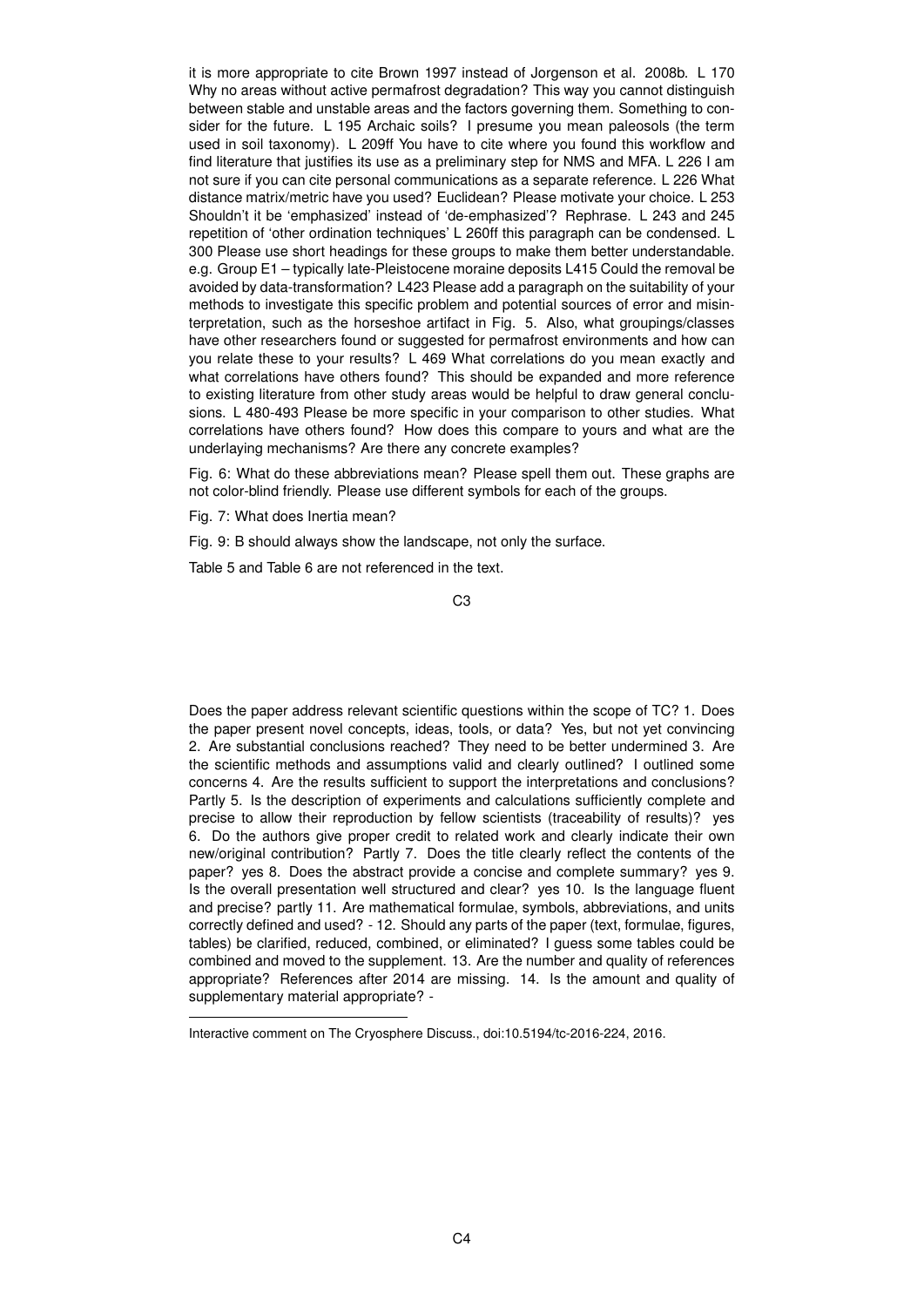it is more appropriate to cite Brown 1997 instead of Jorgenson et al. 2008b. L 170 Why no areas without active permafrost degradation? This way you cannot distinguish between stable and unstable areas and the factors governing them. Something to consider for the future. L 195 Archaic soils? I presume you mean paleosols (the term used in soil taxonomy). L 209ff You have to cite where you found this workflow and find literature that justifies its use as a preliminary step for NMS and MFA. L 226 I am not sure if you can cite personal communications as a separate reference. L 226 What distance matrix/metric have you used? Euclidean? Please motivate your choice. L 253 Shouldn't it be 'emphasized' instead of 'de-emphasized'? Rephrase. L 243 and 245 repetition of 'other ordination techniques' L 260ff this paragraph can be condensed. L 300 Please use short headings for these groups to make them better understandable. e.g. Group E1 – typically late-Pleistocene moraine deposits L415 Could the removal be avoided by data-transformation? L423 Please add a paragraph on the suitability of your methods to investigate this specific problem and potential sources of error and misinterpretation, such as the horseshoe artifact in Fig. 5. Also, what groupings/classes have other researchers found or suggested for permafrost environments and how can you relate these to your results? L 469 What correlations do you mean exactly and what correlations have others found? This should be expanded and more reference to existing literature from other study areas would be helpful to draw general conclusions. L 480-493 Please be more specific in your comparison to other studies. What correlations have others found? How does this compare to yours and what are the underlaying mechanisms? Are there any concrete examples?

Fig. 6: What do these abbreviations mean? Please spell them out. These graphs are not color-blind friendly. Please use different symbols for each of the groups.

Fig. 7: What does Inertia mean?

Fig. 9: B should always show the landscape, not only the surface.

Table 5 and Table 6 are not referenced in the text.

Does the paper address relevant scientific questions within the scope of TC? 1. Does the paper present novel concepts, ideas, tools, or data? Yes, but not yet convincing 2. Are substantial conclusions reached? They need to be better undermined 3. Are the scientific methods and assumptions valid and clearly outlined? I outlined some concerns 4. Are the results sufficient to support the interpretations and conclusions? Partly 5. Is the description of experiments and calculations sufficiently complete and precise to allow their reproduction by fellow scientists (traceability of results)? yes 6. Do the authors give proper credit to related work and clearly indicate their own new/original contribution? Partly 7. Does the title clearly reflect the contents of the paper? yes 8. Does the abstract provide a concise and complete summary? yes 9. Is the overall presentation well structured and clear? yes 10. Is the language fluent and precise? partly 11. Are mathematical formulae, symbols, abbreviations, and units correctly defined and used? - 12. Should any parts of the paper (text, formulae, figures, tables) be clarified, reduced, combined, or eliminated? I guess some tables could be combined and moved to the supplement. 13. Are the number and quality of references appropriate? References after 2014 are missing. 14. Is the amount and quality of supplementary material appropriate? -

---

Interactive comment on The Cryosphere Discuss., doi:10.5194/tc-2016-224, 2016.